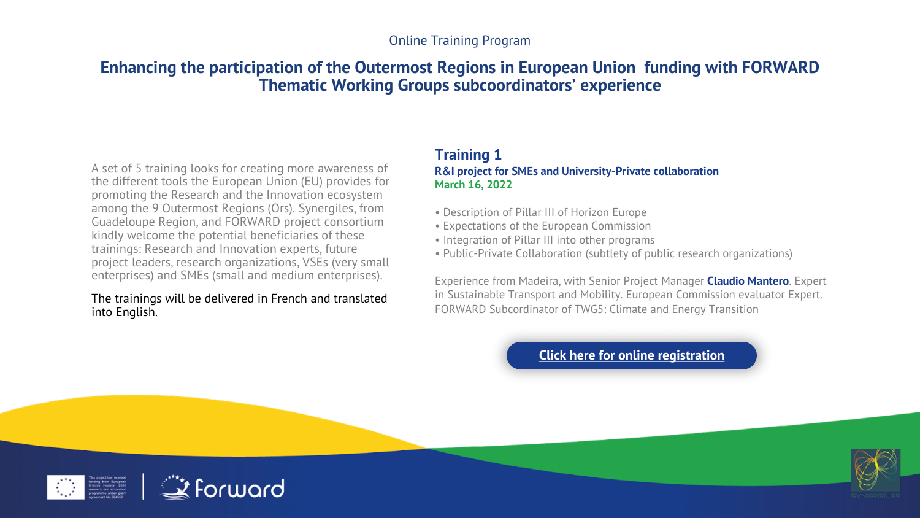Online Training Program

# Enhancing the participation of the Outermost Regions in European Union funding with FORWARD Thematic Working Groups subcoordinators' experience

A set of 5 training looks for creating more awareness of the different tools the European Union (EU) provides for promoting the Research and the Innovation ecosystem among the 9 Outermost Regions (Ors). Synergiles, from Guadeloupe Region, and FORWARD project consortium kindly welcome the potential beneficiaries of these trainings: Research and Innovation experts, future project leaders, research organizations, VSEs (very small enterprises) and SMEs (small and medium enterprises).

The trainings will be delivered in French and translated into English.

## Training 1

**R&I project for SMEs and University-Private collaboration**

**March 16, 2022**

- Description of Pillar III of Horizon Europe
- Expectations of the European Commission
- Integration of Pillar III into other programs
- Public-Private Collaboration (subtlety of public research organizations)

Experience from Madeira, with Senior Project Manager **Claudio Mantero**. Expert in Sustainable Transport and Mobility. European Commission evaluator Expert. FORWARD Subcordinator of TWG5: Climate and Energy Transition

**Click here for online registration**

This project has received funding from European Union's Horizon 2020 research and innovation programme under grant agreement No 824556

forward

SYNERGILES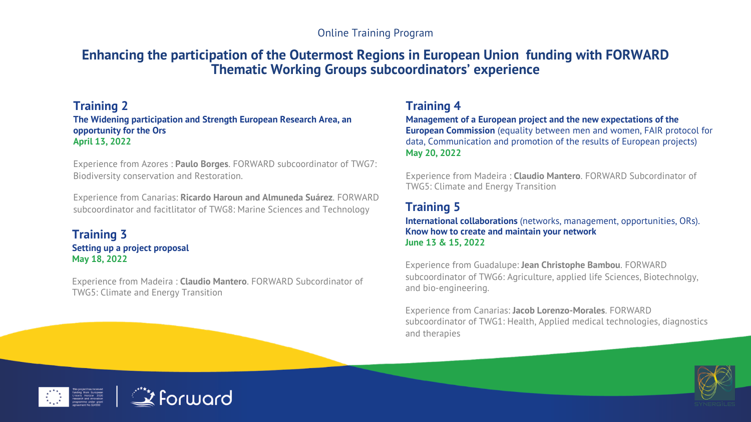Online Training Program

# Enhancing the participation of the Outermost Regions in European Union funding with FORWARD Thematic Working Groups subcoordinators' experience

## Training 2

**The Widening participation and Strength European Research Area, an opportunity for the Ors**
**April 13, 2022**

Experience from Azores : **Paulo Borges**. FORWARD subcoordinator of TWG7: Biodiversity conservation and Restoration.

Experience from Canarias: **Ricardo Haroun and Almuneda Suárez**. FORWARD subcoordinator and facitlitator of TWG8: Marine Sciences and Technology

## Training 3

**Setting up a project proposal**
**May 18, 2022**

Experience from Madeira : **Claudio Mantero**. FORWARD Subcordinator of TWG5: Climate and Energy Transition

## Training 4

**Management of a European project and the new expectations of the European Commission** (equality between men and women, FAIR protocol for data, Communication and promotion of the results of European projects)
**May 20, 2022**

Experience from Madeira : **Claudio Mantero**. FORWARD Subcordinator of TWG5: Climate and Energy Transition

## Training 5

**International collaborations** (networks, management, opportunities, ORs). **Know how to create and maintain your network**
**June 13 & 15, 2022**

Experience from Guadalupe: **Jean Christophe Bambou**. FORWARD subcoordinator of TWG6: Agriculture, applied life Sciences, Biotechnolgy, and bio-engineering.

Experience from Canarias: **Jacob Lorenzo-Morales**. FORWARD subcoordinator of TWG1: Health, Applied medical technologies, diagnostics and therapies

This project has received funding from European Union's Horizon 2020 research and innovation programme under grant agreement No 824556

forward

SYNERGILES